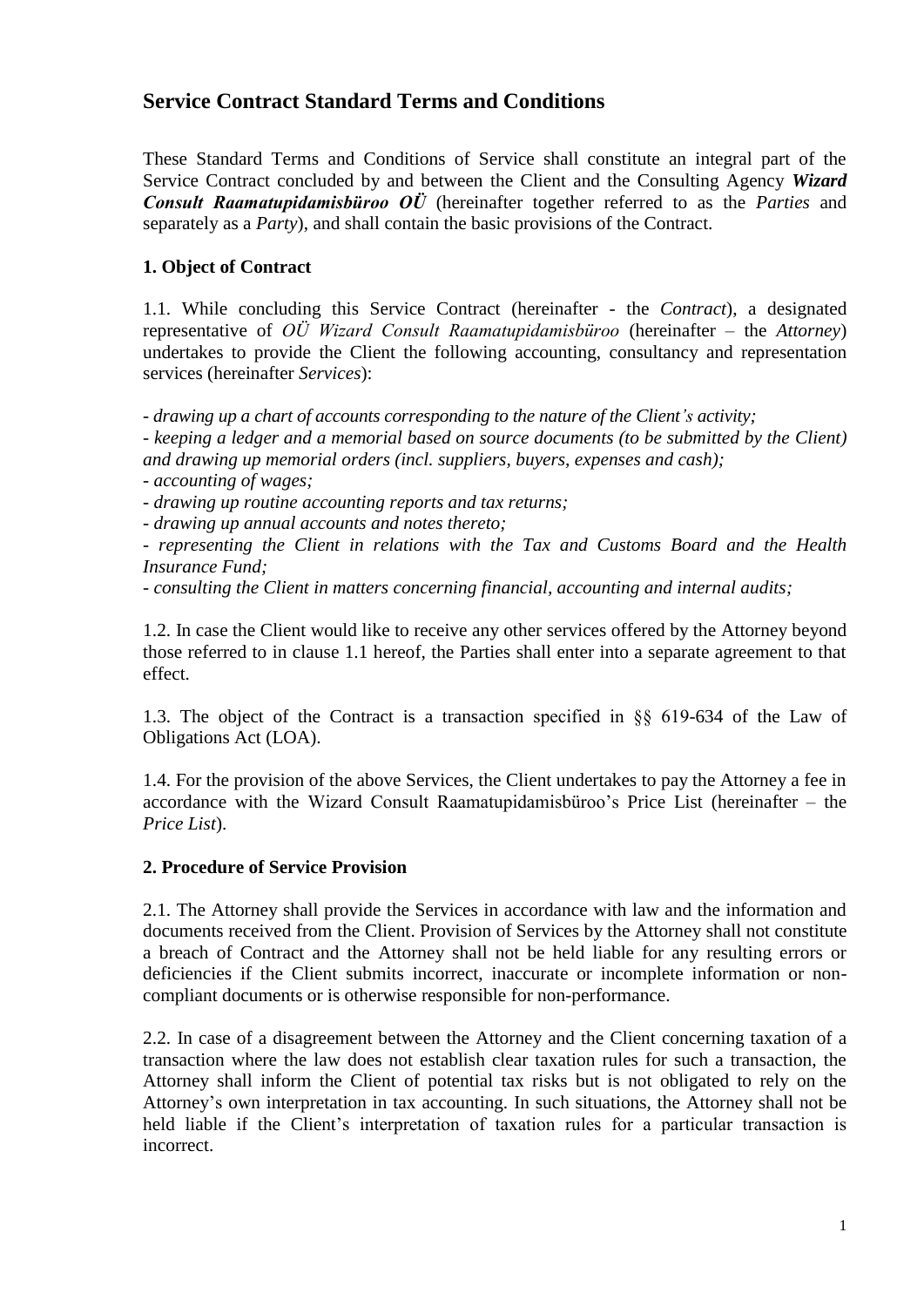# Service Contract Standard Terms and Conditions

These Standard Terms and Conditions of Service shall constitute an integral part of the Service Contract concluded by and between the Client and the Consulting Agency ***Wizard Consult Raamatupidamisbüroo OÜ*** (hereinafter together referred to as the *Parties* and separately as a *Party*), and shall contain the basic provisions of the Contract.

## 1. Object of Contract

1.1. While concluding this Service Contract (hereinafter - the *Contract*), a designated representative of *OÜ Wizard Consult Raamatupidamisbüroo* (hereinafter – the *Attorney*) undertakes to provide the Client the following accounting, consultancy and representation services (hereinafter *Services*):

- *drawing up a chart of accounts corresponding to the nature of the Client's activity;*
- *keeping a ledger and a memorial based on source documents (to be submitted by the Client) and drawing up memorial orders (incl. suppliers, buyers, expenses and cash);*
- *accounting of wages;*
- *drawing up routine accounting reports and tax returns;*
- *drawing up annual accounts and notes thereto;*
- *representing the Client in relations with the Tax and Customs Board and the Health Insurance Fund;*
- *consulting the Client in matters concerning financial, accounting and internal audits;*

1.2. In case the Client would like to receive any other services offered by the Attorney beyond those referred to in clause 1.1 hereof, the Parties shall enter into a separate agreement to that effect.

1.3. The object of the Contract is a transaction specified in §§ 619-634 of the Law of Obligations Act (LOA).

1.4. For the provision of the above Services, the Client undertakes to pay the Attorney a fee in accordance with the Wizard Consult Raamatupidamisbüroo's Price List (hereinafter – the *Price List*).

## 2. Procedure of Service Provision

2.1. The Attorney shall provide the Services in accordance with law and the information and documents received from the Client. Provision of Services by the Attorney shall not constitute a breach of Contract and the Attorney shall not be held liable for any resulting errors or deficiencies if the Client submits incorrect, inaccurate or incomplete information or non-compliant documents or is otherwise responsible for non-performance.

2.2. In case of a disagreement between the Attorney and the Client concerning taxation of a transaction where the law does not establish clear taxation rules for such a transaction, the Attorney shall inform the Client of potential tax risks but is not obligated to rely on the Attorney's own interpretation in tax accounting. In such situations, the Attorney shall not be held liable if the Client's interpretation of taxation rules for a particular transaction is incorrect.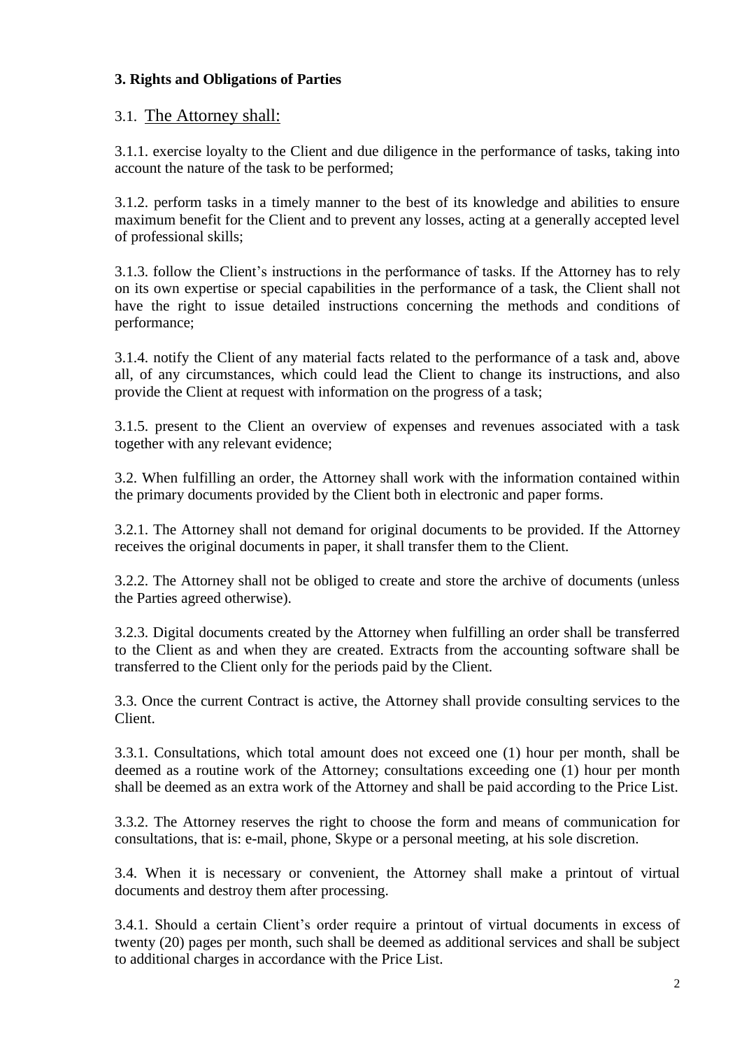**3. Rights and Obligations of Parties**

3.1. <u>The Attorney shall:</u>

3.1.1. exercise loyalty to the Client and due diligence in the performance of tasks, taking into account the nature of the task to be performed;

3.1.2. perform tasks in a timely manner to the best of its knowledge and abilities to ensure maximum benefit for the Client and to prevent any losses, acting at a generally accepted level of professional skills;

3.1.3. follow the Client's instructions in the performance of tasks. If the Attorney has to rely on its own expertise or special capabilities in the performance of a task, the Client shall not have the right to issue detailed instructions concerning the methods and conditions of performance;

3.1.4. notify the Client of any material facts related to the performance of a task and, above all, of any circumstances, which could lead the Client to change its instructions, and also provide the Client at request with information on the progress of a task;

3.1.5. present to the Client an overview of expenses and revenues associated with a task together with any relevant evidence;

3.2. When fulfilling an order, the Attorney shall work with the information contained within the primary documents provided by the Client both in electronic and paper forms.

3.2.1. The Attorney shall not demand for original documents to be provided. If the Attorney receives the original documents in paper, it shall transfer them to the Client.

3.2.2. The Attorney shall not be obliged to create and store the archive of documents (unless the Parties agreed otherwise).

3.2.3. Digital documents created by the Attorney when fulfilling an order shall be transferred to the Client as and when they are created. Extracts from the accounting software shall be transferred to the Client only for the periods paid by the Client.

3.3. Once the current Contract is active, the Attorney shall provide consulting services to the Client.

3.3.1. Consultations, which total amount does not exceed one (1) hour per month, shall be deemed as a routine work of the Attorney; consultations exceeding one (1) hour per month shall be deemed as an extra work of the Attorney and shall be paid according to the Price List.

3.3.2. The Attorney reserves the right to choose the form and means of communication for consultations, that is: e-mail, phone, Skype or a personal meeting, at his sole discretion.

3.4. When it is necessary or convenient, the Attorney shall make a printout of virtual documents and destroy them after processing.

3.4.1. Should a certain Client's order require a printout of virtual documents in excess of twenty (20) pages per month, such shall be deemed as additional services and shall be subject to additional charges in accordance with the Price List.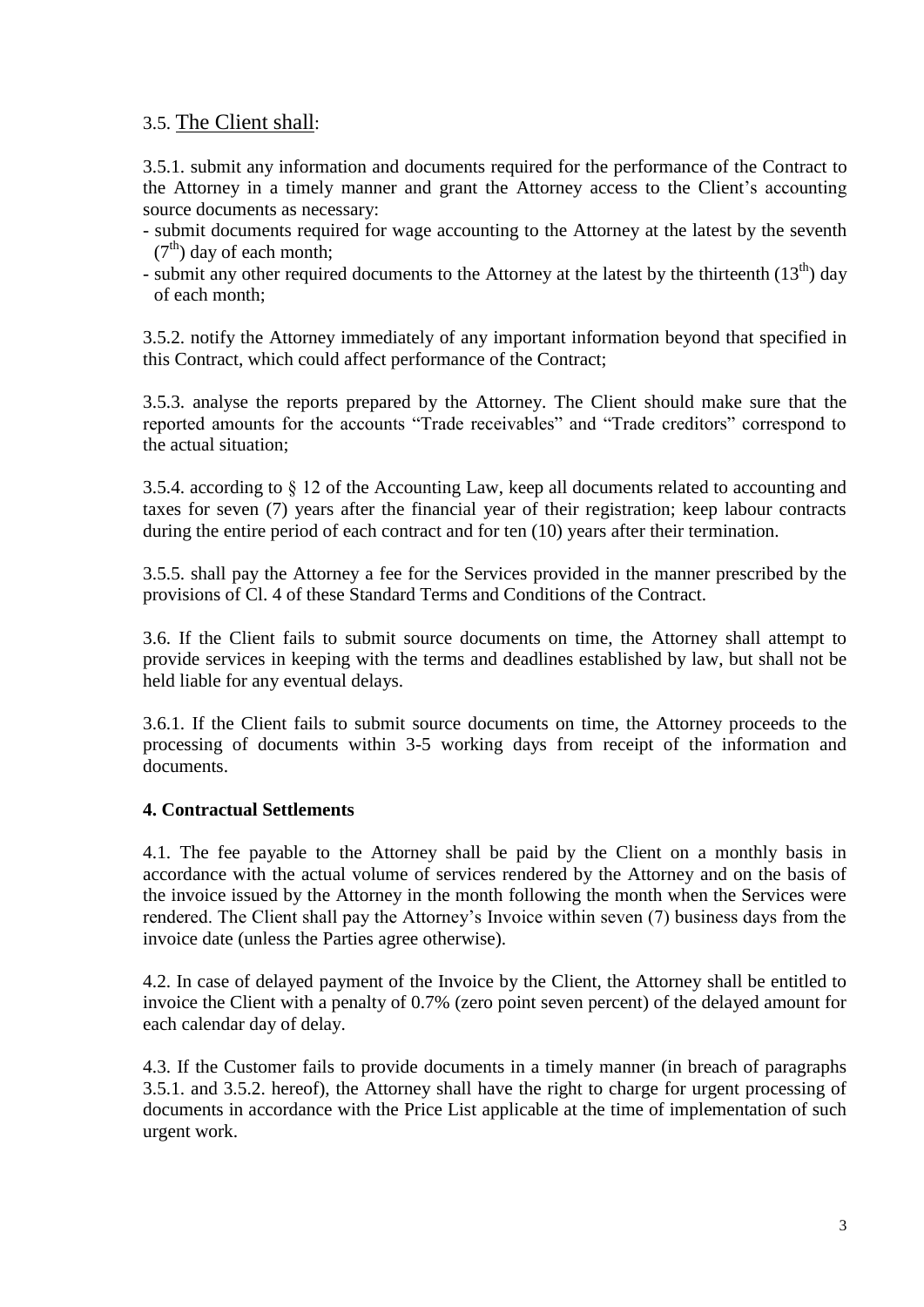3.5. The Client shall:

3.5.1. submit any information and documents required for the performance of the Contract to the Attorney in a timely manner and grant the Attorney access to the Client's accounting source documents as necessary:

- submit documents required for wage accounting to the Attorney at the latest by the seventh (7th) day of each month;
- submit any other required documents to the Attorney at the latest by the thirteenth (13th) day of each month;

3.5.2. notify the Attorney immediately of any important information beyond that specified in this Contract, which could affect performance of the Contract;

3.5.3. analyse the reports prepared by the Attorney. The Client should make sure that the reported amounts for the accounts "Trade receivables" and "Trade creditors" correspond to the actual situation;

3.5.4. according to § 12 of the Accounting Law, keep all documents related to accounting and taxes for seven (7) years after the financial year of their registration; keep labour contracts during the entire period of each contract and for ten (10) years after their termination.

3.5.5. shall pay the Attorney a fee for the Services provided in the manner prescribed by the provisions of Cl. 4 of these Standard Terms and Conditions of the Contract.

3.6. If the Client fails to submit source documents on time, the Attorney shall attempt to provide services in keeping with the terms and deadlines established by law, but shall not be held liable for any eventual delays.

3.6.1. If the Client fails to submit source documents on time, the Attorney proceeds to the processing of documents within 3-5 working days from receipt of the information and documents.

**4. Contractual Settlements**

4.1. The fee payable to the Attorney shall be paid by the Client on a monthly basis in accordance with the actual volume of services rendered by the Attorney and on the basis of the invoice issued by the Attorney in the month following the month when the Services were rendered. The Client shall pay the Attorney's Invoice within seven (7) business days from the invoice date (unless the Parties agree otherwise).

4.2. In case of delayed payment of the Invoice by the Client, the Attorney shall be entitled to invoice the Client with a penalty of 0.7% (zero point seven percent) of the delayed amount for each calendar day of delay.

4.3. If the Customer fails to provide documents in a timely manner (in breach of paragraphs 3.5.1. and 3.5.2. hereof), the Attorney shall have the right to charge for urgent processing of documents in accordance with the Price List applicable at the time of implementation of such urgent work.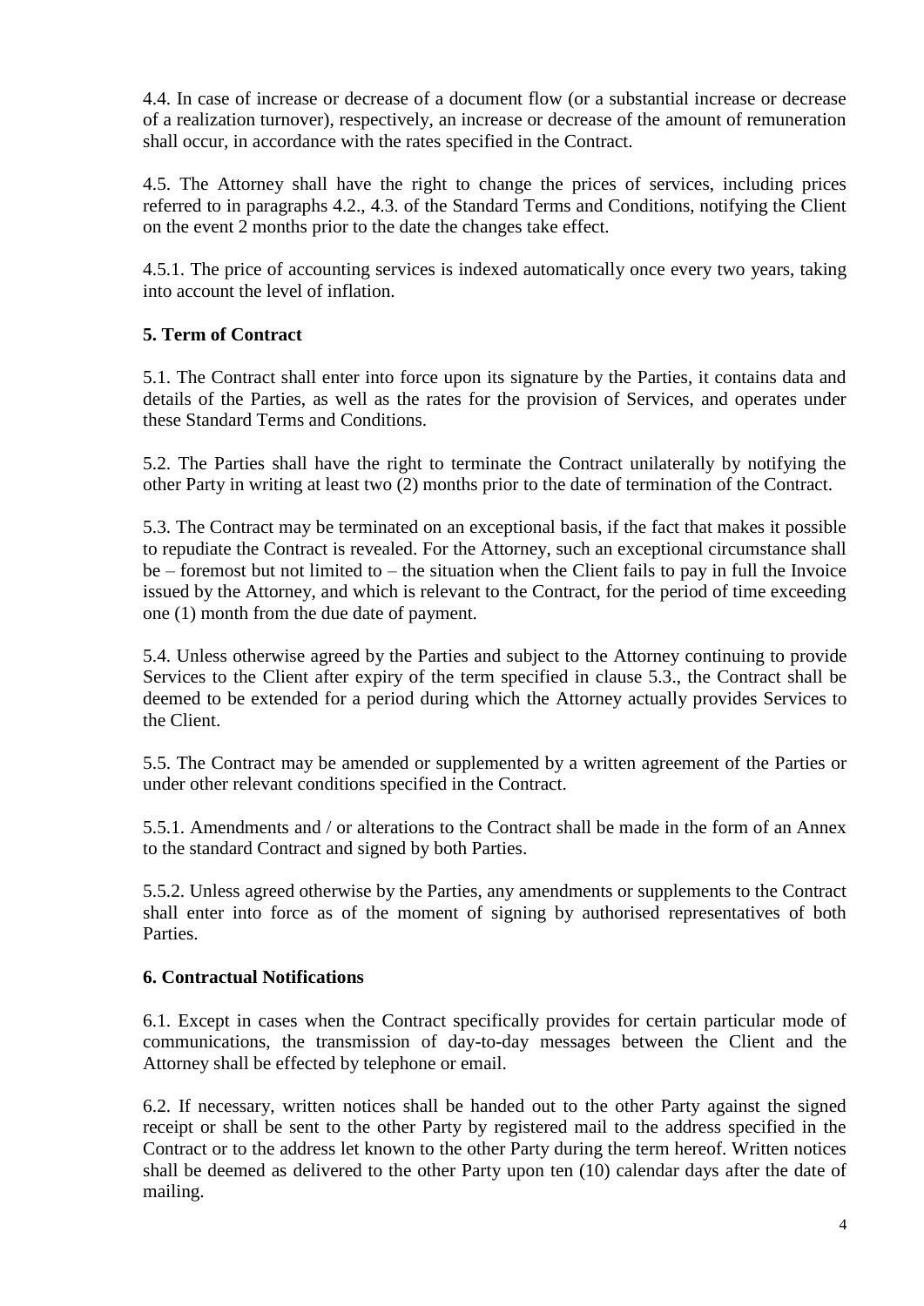4.4. In case of increase or decrease of a document flow (or a substantial increase or decrease of a realization turnover), respectively, an increase or decrease of the amount of remuneration shall occur, in accordance with the rates specified in the Contract.

4.5. The Attorney shall have the right to change the prices of services, including prices referred to in paragraphs 4.2., 4.3. of the Standard Terms and Conditions, notifying the Client on the event 2 months prior to the date the changes take effect.

4.5.1. The price of accounting services is indexed automatically once every two years, taking into account the level of inflation.

**5. Term of Contract**

5.1. The Contract shall enter into force upon its signature by the Parties, it contains data and details of the Parties, as well as the rates for the provision of Services, and operates under these Standard Terms and Conditions.

5.2. The Parties shall have the right to terminate the Contract unilaterally by notifying the other Party in writing at least two (2) months prior to the date of termination of the Contract.

5.3. The Contract may be terminated on an exceptional basis, if the fact that makes it possible to repudiate the Contract is revealed. For the Attorney, such an exceptional circumstance shall be – foremost but not limited to – the situation when the Client fails to pay in full the Invoice issued by the Attorney, and which is relevant to the Contract, for the period of time exceeding one (1) month from the due date of payment.

5.4. Unless otherwise agreed by the Parties and subject to the Attorney continuing to provide Services to the Client after expiry of the term specified in clause 5.3., the Contract shall be deemed to be extended for a period during which the Attorney actually provides Services to the Client.

5.5. The Contract may be amended or supplemented by a written agreement of the Parties or under other relevant conditions specified in the Contract.

5.5.1. Amendments and / or alterations to the Contract shall be made in the form of an Annex to the standard Contract and signed by both Parties.

5.5.2. Unless agreed otherwise by the Parties, any amendments or supplements to the Contract shall enter into force as of the moment of signing by authorised representatives of both Parties.

**6. Contractual Notifications**

6.1. Except in cases when the Contract specifically provides for certain particular mode of communications, the transmission of day-to-day messages between the Client and the Attorney shall be effected by telephone or email.

6.2. If necessary, written notices shall be handed out to the other Party against the signed receipt or shall be sent to the other Party by registered mail to the address specified in the Contract or to the address let known to the other Party during the term hereof. Written notices shall be deemed as delivered to the other Party upon ten (10) calendar days after the date of mailing.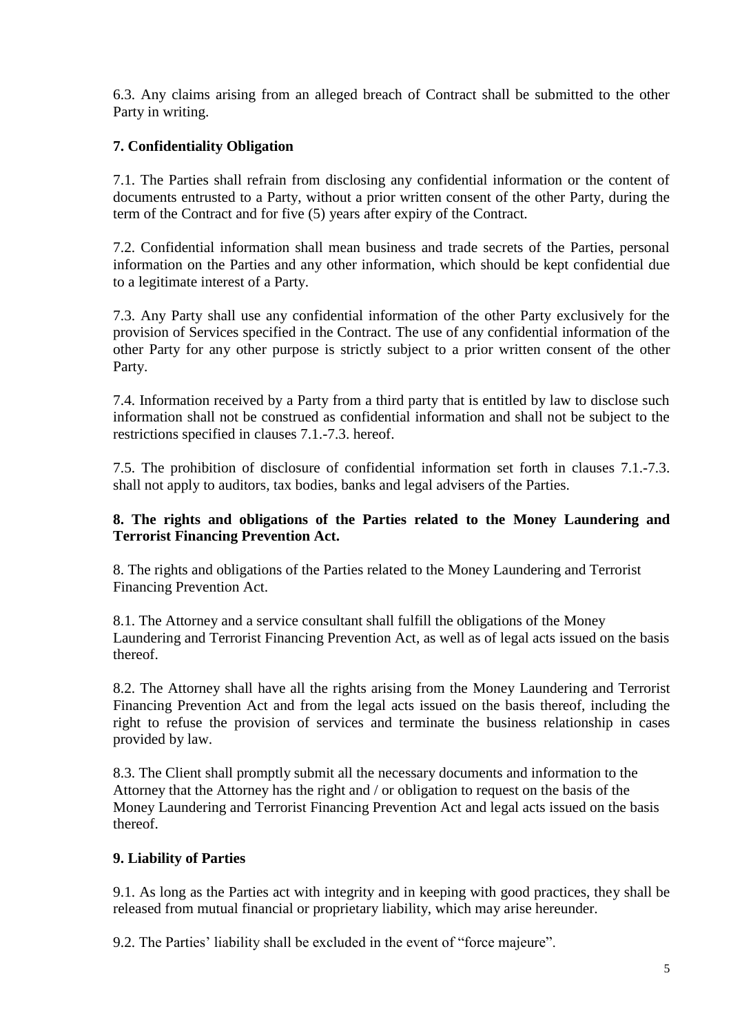6.3. Any claims arising from an alleged breach of Contract shall be submitted to the other Party in writing.

## 7. Confidentiality Obligation

7.1. The Parties shall refrain from disclosing any confidential information or the content of documents entrusted to a Party, without a prior written consent of the other Party, during the term of the Contract and for five (5) years after expiry of the Contract.

7.2. Confidential information shall mean business and trade secrets of the Parties, personal information on the Parties and any other information, which should be kept confidential due to a legitimate interest of a Party.

7.3. Any Party shall use any confidential information of the other Party exclusively for the provision of Services specified in the Contract. The use of any confidential information of the other Party for any other purpose is strictly subject to a prior written consent of the other Party.

7.4. Information received by a Party from a third party that is entitled by law to disclose such information shall not be construed as confidential information and shall not be subject to the restrictions specified in clauses 7.1.-7.3. hereof.

7.5. The prohibition of disclosure of confidential information set forth in clauses 7.1.-7.3. shall not apply to auditors, tax bodies, banks and legal advisers of the Parties.

## 8. The rights and obligations of the Parties related to the Money Laundering and Terrorist Financing Prevention Act.

8. The rights and obligations of the Parties related to the Money Laundering and Terrorist Financing Prevention Act.

8.1. The Attorney and a service consultant shall fulfill the obligations of the Money Laundering and Terrorist Financing Prevention Act, as well as of legal acts issued on the basis thereof.

8.2. The Attorney shall have all the rights arising from the Money Laundering and Terrorist Financing Prevention Act and from the legal acts issued on the basis thereof, including the right to refuse the provision of services and terminate the business relationship in cases provided by law.

8.3. The Client shall promptly submit all the necessary documents and information to the Attorney that the Attorney has the right and / or obligation to request on the basis of the Money Laundering and Terrorist Financing Prevention Act and legal acts issued on the basis thereof.

## 9. Liability of Parties

9.1. As long as the Parties act with integrity and in keeping with good practices, they shall be released from mutual financial or proprietary liability, which may arise hereunder.

9.2. The Parties' liability shall be excluded in the event of "force majeure".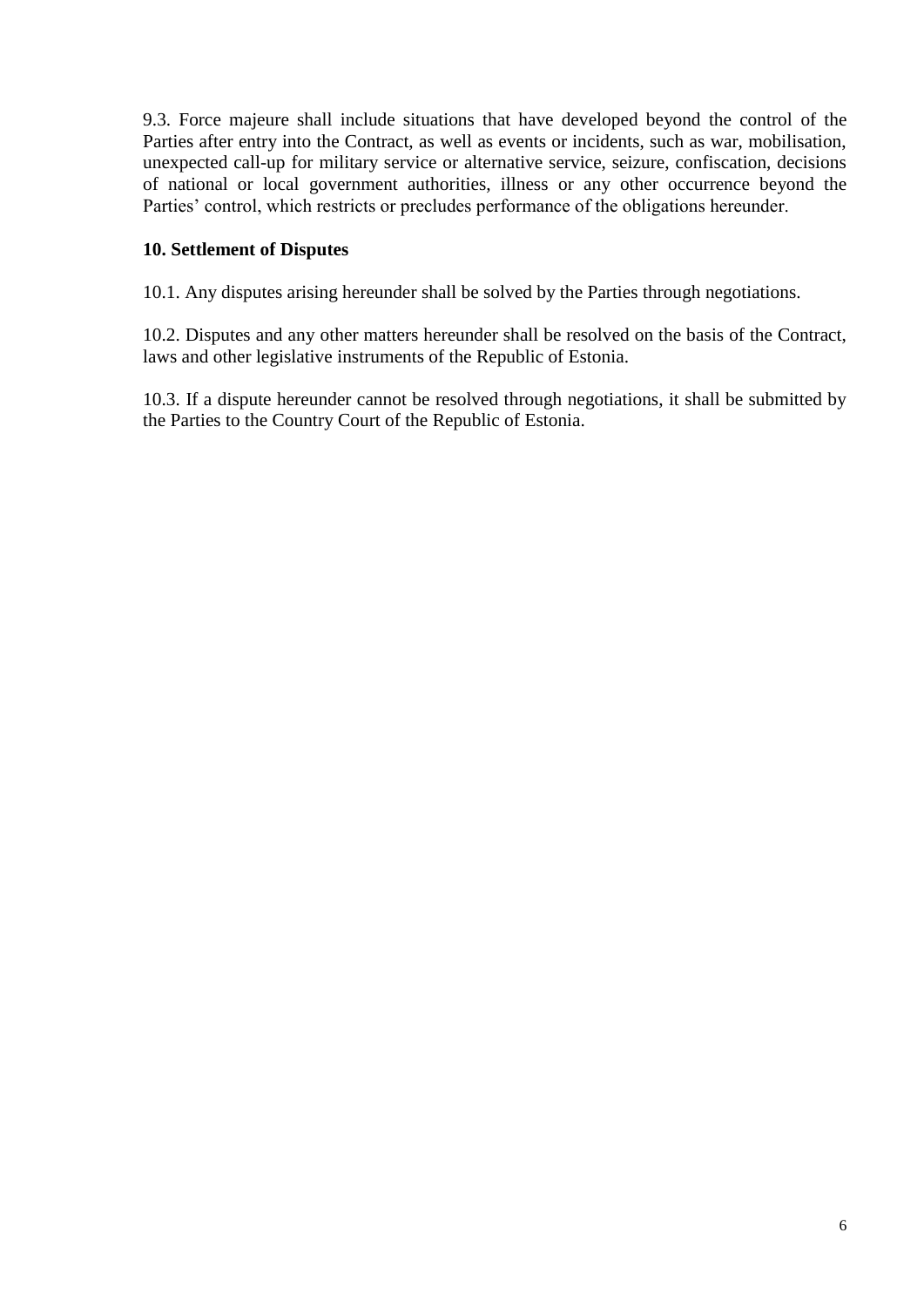9.3. Force majeure shall include situations that have developed beyond the control of the Parties after entry into the Contract, as well as events or incidents, such as war, mobilisation, unexpected call-up for military service or alternative service, seizure, confiscation, decisions of national or local government authorities, illness or any other occurrence beyond the Parties' control, which restricts or precludes performance of the obligations hereunder.

**10. Settlement of Disputes**

10.1. Any disputes arising hereunder shall be solved by the Parties through negotiations.

10.2. Disputes and any other matters hereunder shall be resolved on the basis of the Contract, laws and other legislative instruments of the Republic of Estonia.

10.3. If a dispute hereunder cannot be resolved through negotiations, it shall be submitted by the Parties to the Country Court of the Republic of Estonia.